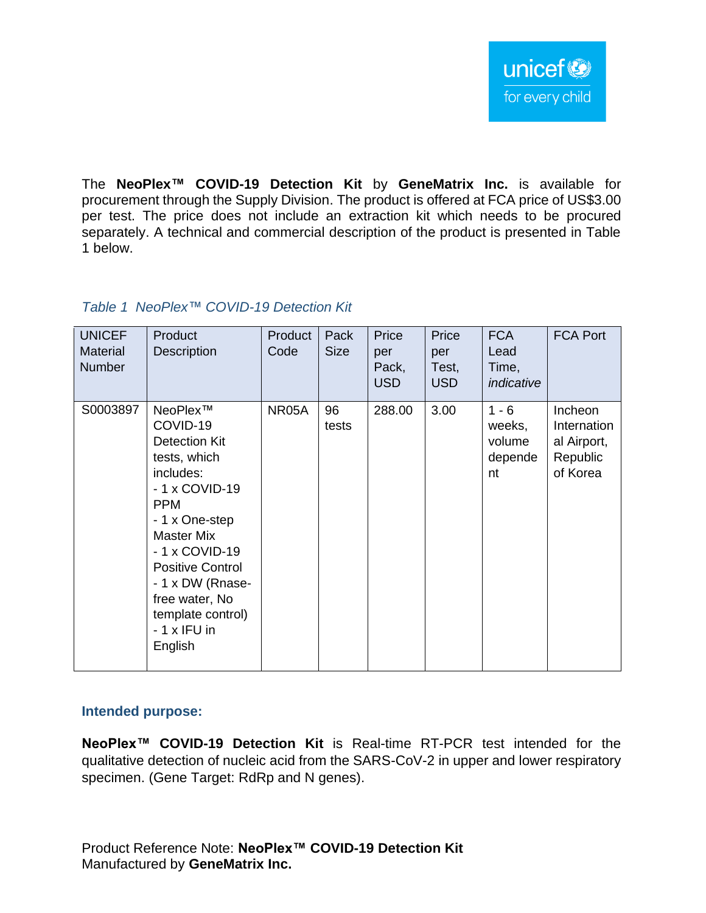The **NeoPlex™ COVID-19 Detection Kit** by **GeneMatrix Inc.** is available for procurement through the Supply Division. The product is offered at FCA price of US$3.00 per test. The price does not include an extraction kit which needs to be procured separately. A technical and commercial description of the product is presented in Table 1 below.

*Table 1 NeoPlex™ COVID-19 Detection Kit*

| UNICEF Material Number | Product Description | Product Code | Pack Size | Price per Pack, USD | Price per Test, USD | FCA Lead Time, *indicative* | FCA Port |
|---|---|---|---|---|---|---|---|
| S0003897 | NeoPlex™ COVID-19 Detection Kit tests, which includes:<br>- 1 x COVID-19 PPM<br>- 1 x One-step Master Mix<br>- 1 x COVID-19 Positive Control<br>- 1 x DW (Rnase-free water, No template control)<br>- 1 x IFU in English | NR05A | 96 tests | 288.00 | 3.00 | 1 - 6 weeks, volume dependent | Incheon International Airport, Republic of Korea |

### Intended purpose:

**NeoPlex™ COVID-19 Detection Kit** is Real-time RT-PCR test intended for the qualitative detection of nucleic acid from the SARS-CoV-2 in upper and lower respiratory specimen. (Gene Target: RdRp and N genes).

Product Reference Note: **NeoPlex™ COVID-19 Detection Kit**
Manufactured by **GeneMatrix Inc.**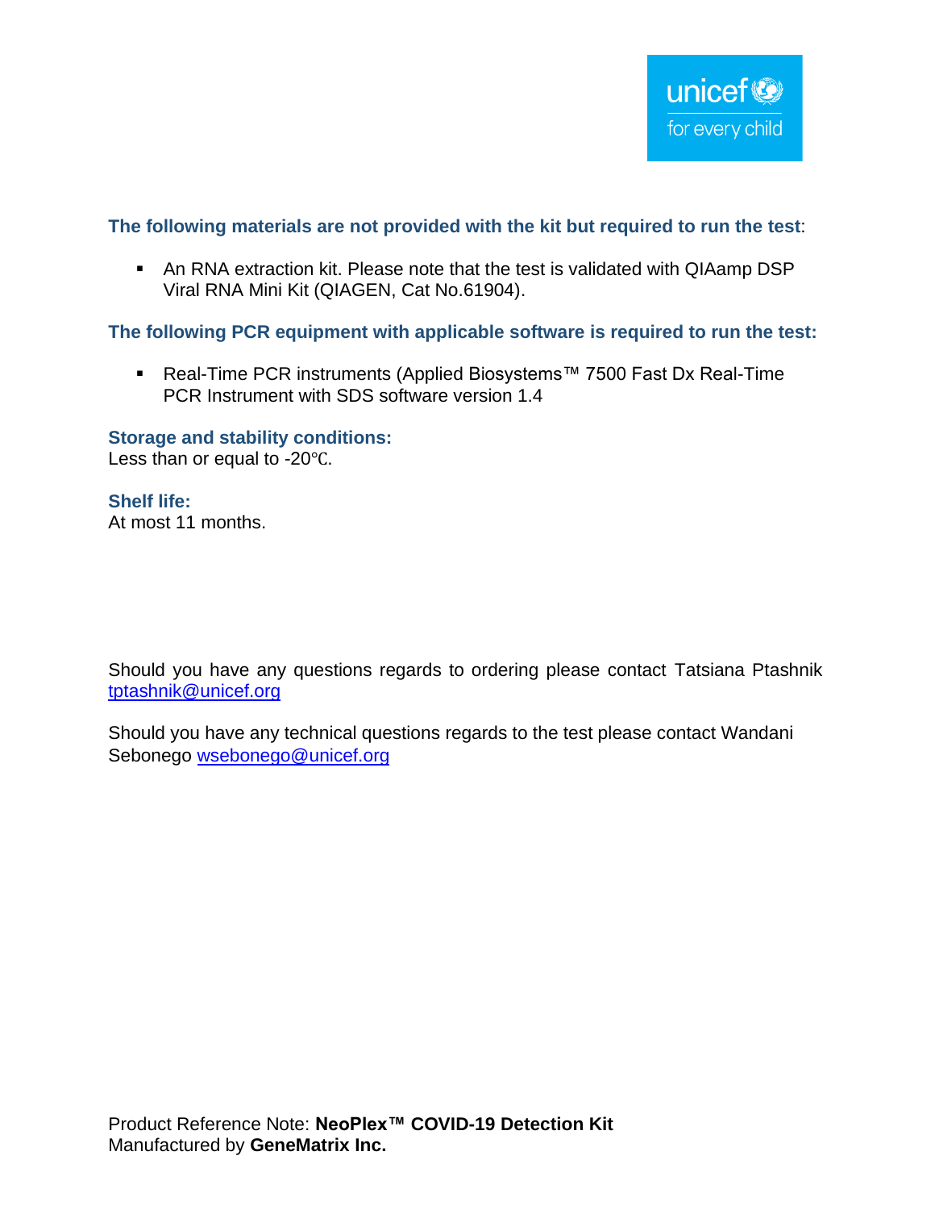**The following materials are not provided with the kit but required to run the test**:

- An RNA extraction kit. Please note that the test is validated with QIAamp DSP Viral RNA Mini Kit (QIAGEN, Cat No.61904).

**The following PCR equipment with applicable software is required to run the test:**

- Real-Time PCR instruments (Applied Biosystems™ 7500 Fast Dx Real-Time PCR Instrument with SDS software version 1.4

**Storage and stability conditions:**
Less than or equal to -20℃.

**Shelf life:**
At most 11 months.

Should you have any questions regards to ordering please contact Tatsiana Ptashnik tptashnik@unicef.org

Should you have any technical questions regards to the test please contact Wandani Sebonego wsebonego@unicef.org

Product Reference Note: **NeoPlex™ COVID-19 Detection Kit**
Manufactured by **GeneMatrix Inc.**